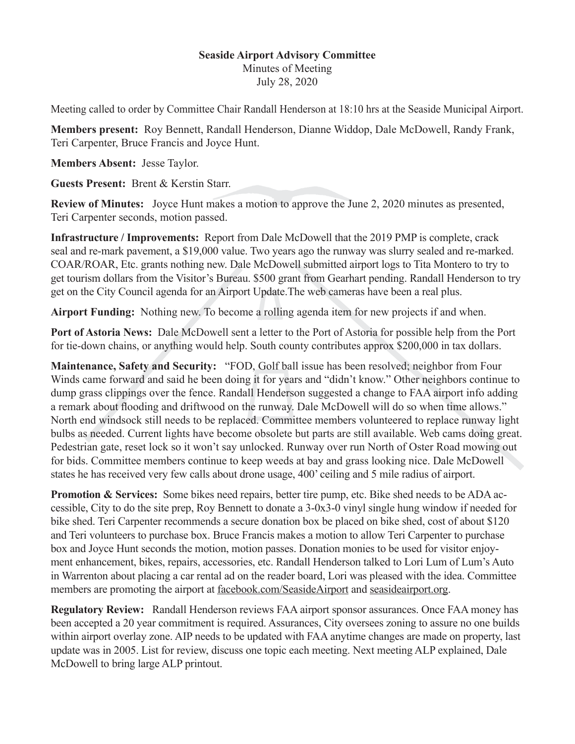**Seaside Airport Advisory Committee**

Minutes of Meeting

July 28, 2020

Meeting called to order by Committee Chair Randall Henderson at 18:10 hrs at the Seaside Municipal Airport.

**Members present:** Roy Bennett, Randall Henderson, Dianne Widdop, Dale McDowell, Randy Frank, Teri Carpenter, Bruce Francis and Joyce Hunt.

**Members Absent:** Jesse Taylor.

**Guests Present:** Brent & Kerstin Starr.

**Review of Minutes:** Joyce Hunt makes a motion to approve the June 2, 2020 minutes as presented, Teri Carpenter seconds, motion passed.

**Infrastructure / Improvements:** Report from Dale McDowell that the 2019 PMP is complete, crack seal and re-mark pavement, a $19,000 value. Two years ago the runway was slurry sealed and re-marked. COAR/ROAR, Etc. grants nothing new. Dale McDowell submitted airport logs to Tita Montero to try to get tourism dollars from the Visitor's Bureau. $500 grant from Gearhart pending. Randall Henderson to try get on the City Council agenda for an Airport Update.The web cameras have been a real plus.

**Airport Funding:** Nothing new. To become a rolling agenda item for new projects if and when.

**Port of Astoria News:** Dale McDowell sent a letter to the Port of Astoria for possible help from the Port for tie-down chains, or anything would help. South county contributes approx $200,000 in tax dollars.

**Maintenance, Safety and Security:** "FOD, Golf ball issue has been resolved; neighbor from Four Winds came forward and said he been doing it for years and "didn't know." Other neighbors continue to dump grass clippings over the fence. Randall Henderson suggested a change to FAA airport info adding a remark about flooding and driftwood on the runway. Dale McDowell will do so when time allows." North end windsock still needs to be replaced. Committee members volunteered to replace runway light bulbs as needed. Current lights have become obsolete but parts are still available. Web cams doing great. Pedestrian gate, reset lock so it won't say unlocked. Runway over run North of Oster Road mowing out for bids. Committee members continue to keep weeds at bay and grass looking nice. Dale McDowell states he has received very few calls about drone usage, 400' ceiling and 5 mile radius of airport.

**Promotion & Services:** Some bikes need repairs, better tire pump, etc. Bike shed needs to be ADA accessible, City to do the site prep, Roy Bennett to donate a 3-0x3-0 vinyl single hung window if needed for bike shed. Teri Carpenter recommends a secure donation box be placed on bike shed, cost of about $120 and Teri volunteers to purchase box. Bruce Francis makes a motion to allow Teri Carpenter to purchase box and Joyce Hunt seconds the motion, motion passes. Donation monies to be used for visitor enjoyment enhancement, bikes, repairs, accessories, etc. Randall Henderson talked to Lori Lum of Lum's Auto in Warrenton about placing a car rental ad on the reader board, Lori was pleased with the idea. Committee members are promoting the airport at facebook.com/SeasideAirport and seasideairport.org.

**Regulatory Review:** Randall Henderson reviews FAA airport sponsor assurances. Once FAA money has been accepted a 20 year commitment is required. Assurances, City oversees zoning to assure no one builds within airport overlay zone. AIP needs to be updated with FAA anytime changes are made on property, last update was in 2005. List for review, discuss one topic each meeting. Next meeting ALP explained, Dale McDowell to bring large ALP printout.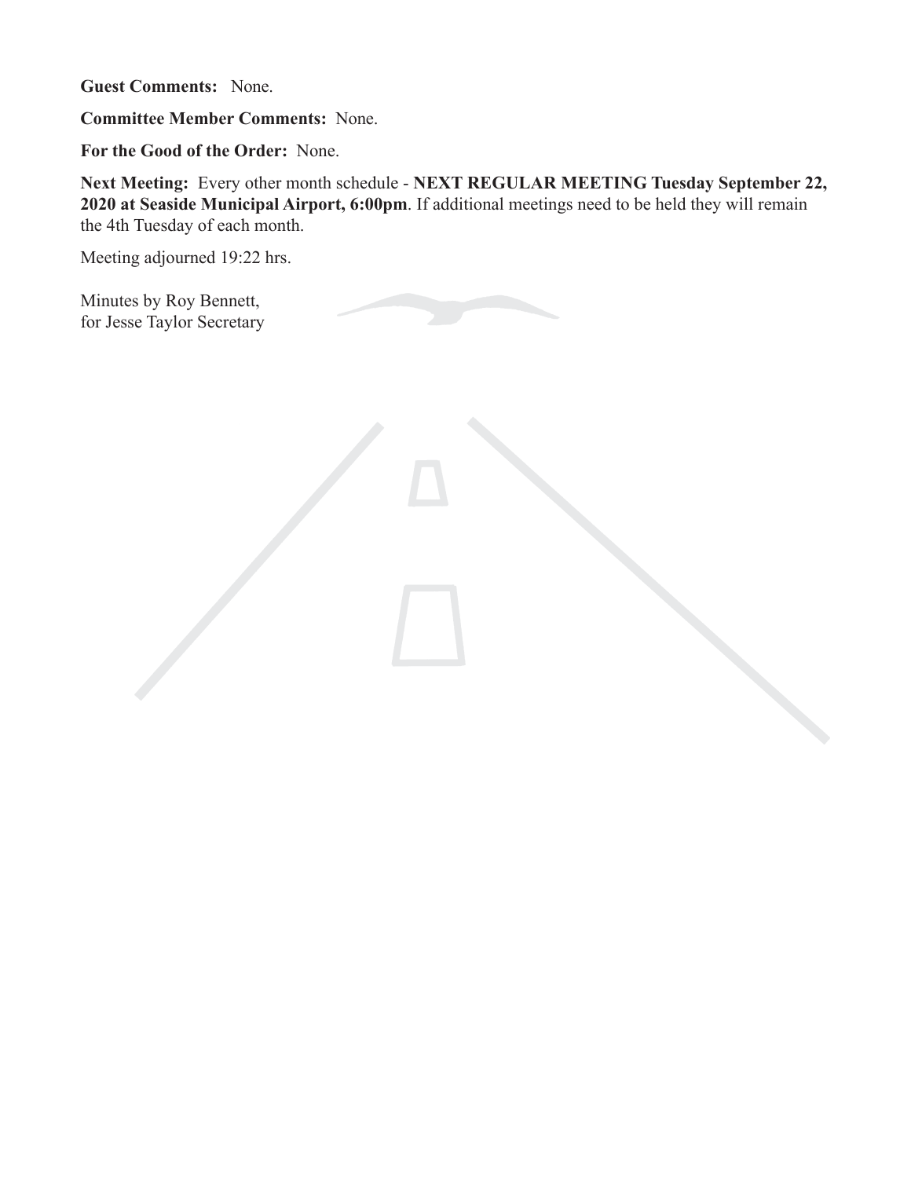**Guest Comments:** None.

**Committee Member Comments:** None.

**For the Good of the Order:** None.

**Next Meeting:** Every other month schedule - **NEXT REGULAR MEETING Tuesday September 22, 2020 at Seaside Municipal Airport, 6:00pm**. If additional meetings need to be held they will remain the 4th Tuesday of each month.

Meeting adjourned 19:22 hrs.

Minutes by Roy Bennett,
for Jesse Taylor Secretary